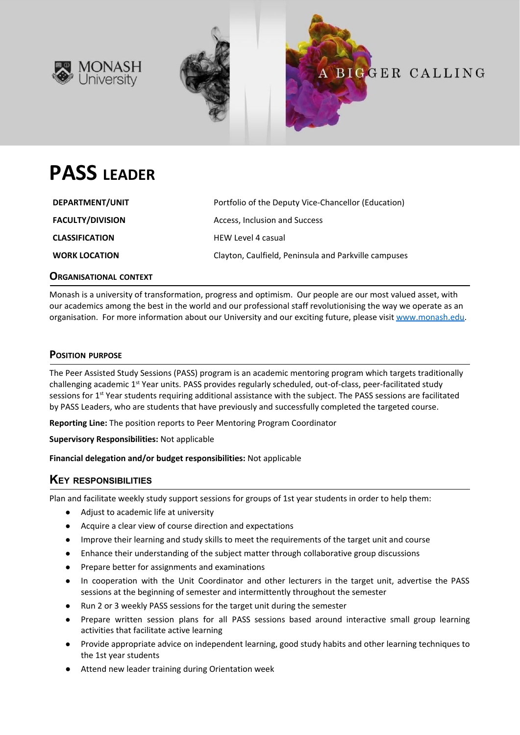# PASS LEADER

| | |
|---|---|
| **DEPARTMENT/UNIT** | Portfolio of the Deputy Vice-Chancellor (Education) |
| **FACULTY/DIVISION** | Access, Inclusion and Success |
| **CLASSIFICATION** | HEW Level 4 casual |
| **WORK LOCATION** | Clayton, Caulfield, Peninsula and Parkville campuses |

## ORGANISATIONAL CONTEXT

Monash is a university of transformation, progress and optimism. Our people are our most valued asset, with our academics among the best in the world and our professional staff revolutionising the way we operate as an organisation. For more information about our University and our exciting future, please visit www.monash.edu.

## POSITION PURPOSE

The Peer Assisted Study Sessions (PASS) program is an academic mentoring program which targets traditionally challenging academic 1st Year units. PASS provides regularly scheduled, out-of-class, peer-facilitated study sessions for 1st Year students requiring additional assistance with the subject. The PASS sessions are facilitated by PASS Leaders, who are students that have previously and successfully completed the targeted course.

**Reporting Line:** The position reports to Peer Mentoring Program Coordinator

**Supervisory Responsibilities:** Not applicable

**Financial delegation and/or budget responsibilities:** Not applicable

## KEY RESPONSIBILITIES

Plan and facilitate weekly study support sessions for groups of 1st year students in order to help them:

- Adjust to academic life at university
- Acquire a clear view of course direction and expectations
- Improve their learning and study skills to meet the requirements of the target unit and course
- Enhance their understanding of the subject matter through collaborative group discussions
- Prepare better for assignments and examinations
- In cooperation with the Unit Coordinator and other lecturers in the target unit, advertise the PASS sessions at the beginning of semester and intermittently throughout the semester
- Run 2 or 3 weekly PASS sessions for the target unit during the semester
- Prepare written session plans for all PASS sessions based around interactive small group learning activities that facilitate active learning
- Provide appropriate advice on independent learning, good study habits and other learning techniques to the 1st year students
- Attend new leader training during Orientation week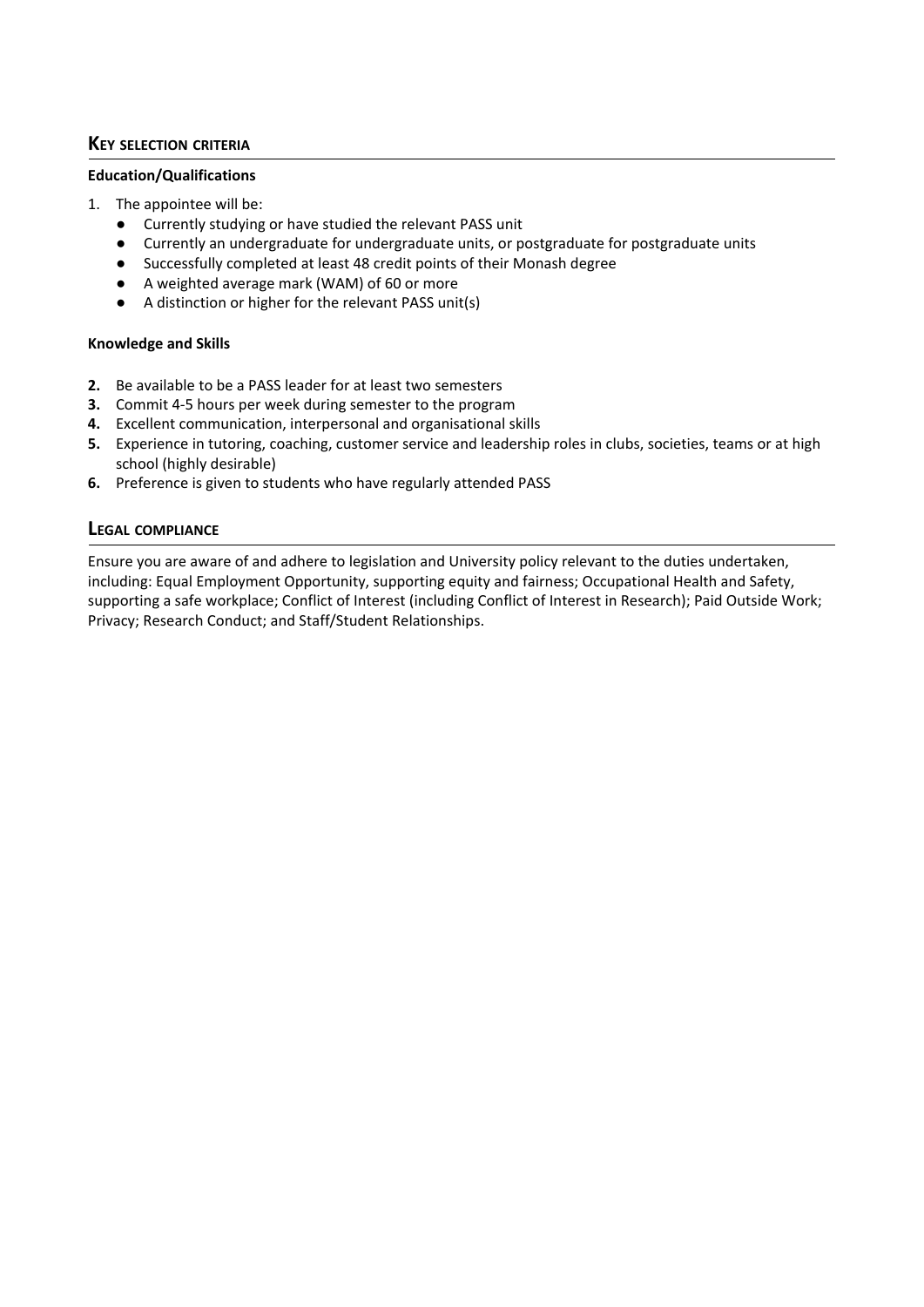## Key selection criteria

### Education/Qualifications

1. The appointee will be:
   - Currently studying or have studied the relevant PASS unit
   - Currently an undergraduate for undergraduate units, or postgraduate for postgraduate units
   - Successfully completed at least 48 credit points of their Monash degree
   - A weighted average mark (WAM) of 60 or more
   - A distinction or higher for the relevant PASS unit(s)

### Knowledge and Skills

2. Be available to be a PASS leader for at least two semesters
3. Commit 4-5 hours per week during semester to the program
4. Excellent communication, interpersonal and organisational skills
5. Experience in tutoring, coaching, customer service and leadership roles in clubs, societies, teams or at high school (highly desirable)
6. Preference is given to students who have regularly attended PASS

## Legal compliance

Ensure you are aware of and adhere to legislation and University policy relevant to the duties undertaken, including: Equal Employment Opportunity, supporting equity and fairness; Occupational Health and Safety, supporting a safe workplace; Conflict of Interest (including Conflict of Interest in Research); Paid Outside Work; Privacy; Research Conduct; and Staff/Student Relationships.